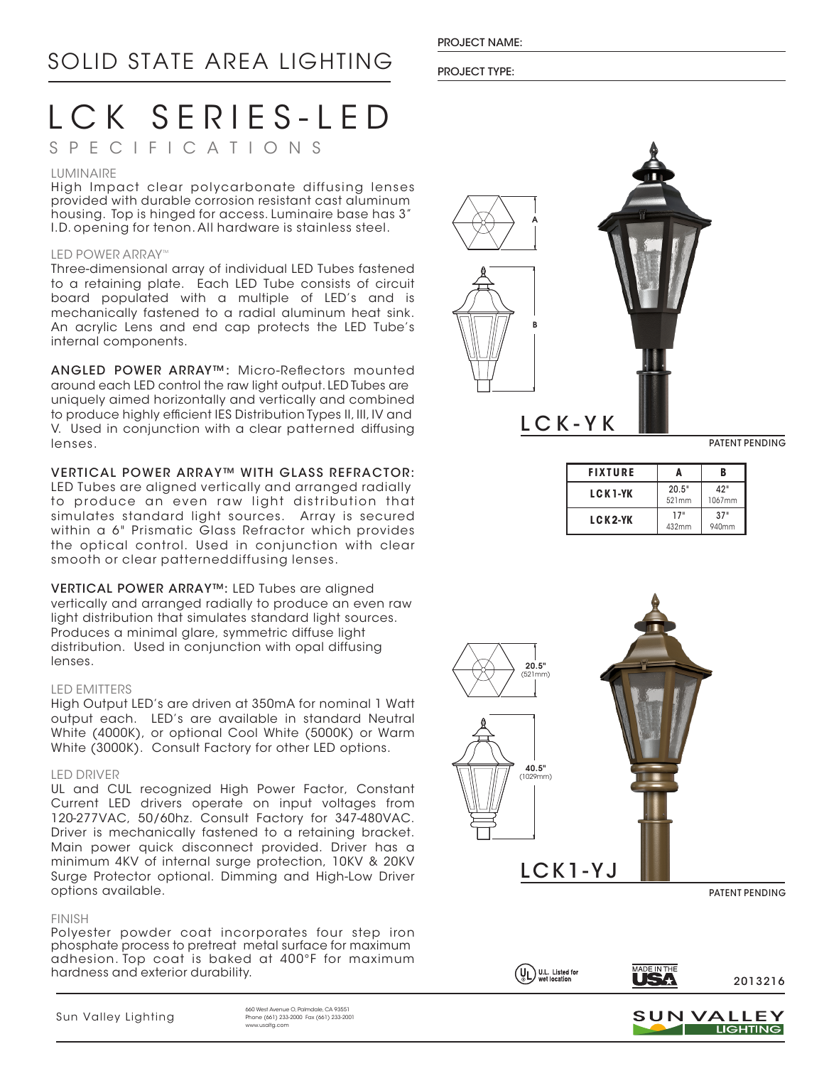# SOLID STATE AREA LIGHTING

PROJECT NAME:

PROJECT TYPE:

# LCK SERIES-LED

## SPECIFICATIONS

### LUMINAIRE

High Impact clear polycarbonate diffusing lenses provided with durable corrosion resistant cast aluminum housing. Top is hinged for access. Luminaire base has 3" I.D. opening for tenon. All hardware is stainless steel.

### LED POWER ARRAY™

Three-dimensional array of individual LED Tubes fastened to a retaining plate. Each LED Tube consists of circuit board populated with a multiple of LED's and is mechanically fastened to a radial aluminum heat sink. An acrylic Lens and end cap protects the LED Tube's internal components.

**ANGLED POWER ARRAY™:** Micro-Reflectors mounted around each LED control the raw light output. LED Tubes are uniquely aimed horizontally and vertically and combined to produce highly efficient IES Distribution Types II, III, IV and V. Used in conjunction with a clear patterned diffusing lenses.

**VERTICAL POWER ARRAY™ WITH GLASS REFRACTOR:** LED Tubes are aligned vertically and arranged radially to produce an even raw light distribution that simulates standard light sources. Array is secured within a 6" Prismatic Glass Refractor which provides the optical control. Used in conjunction with clear smooth or clear patterneddiffusing lenses.

**VERTICAL POWER ARRAY™:** LED Tubes are aligned vertically and arranged radially to produce an even raw light distribution that simulates standard light sources. Produces a minimal glare, symmetric diffuse light distribution. Used in conjunction with opal diffusing lenses.

### LED EMITTERS

High Output LED's are driven at 350mA for nominal 1 Watt output each. LED's are available in standard Neutral White (4000K), or optional Cool White (5000K) or Warm White (3000K). Consult Factory for other LED options.

### LED DRIVER

UL and CUL recognized High Power Factor, Constant Current LED drivers operate on input voltages from 120-277VAC, 50/60hz. Consult Factory for 347-480VAC. Driver is mechanically fastened to a retaining bracket. Main power quick disconnect provided. Driver has a minimum 4KV of internal surge protection, 10KV & 20KV Surge Protector optional. Dimming and High-Low Driver options available.

### FINISH

Polyester powder coat incorporates four step iron phosphate process to pretreat metal surface for maximum adhesion. Top coat is baked at 400°F for maximum hardness and exterior durability.

A

B

LCK-YK

PATENT PENDING

| FIXTURE | A | B |
|---|---|---|
| LCK1-YK | 20.5" 521mm | 42" 1067mm |
| LCK2-YK | 17" 432mm | 37" 940mm |

20.5" (521mm)

40.5" (1029mm)

LCK1-YJ

PATENT PENDING

U.L. Listed for wet location

MADE IN THE USA

2013216

Sun Valley Lighting

660 West Avenue O, Palmdale, CA 93551
Phone (661) 233-2000 Fax (661) 233-2001
www.usaltg.com

SUN VALLEY LIGHTING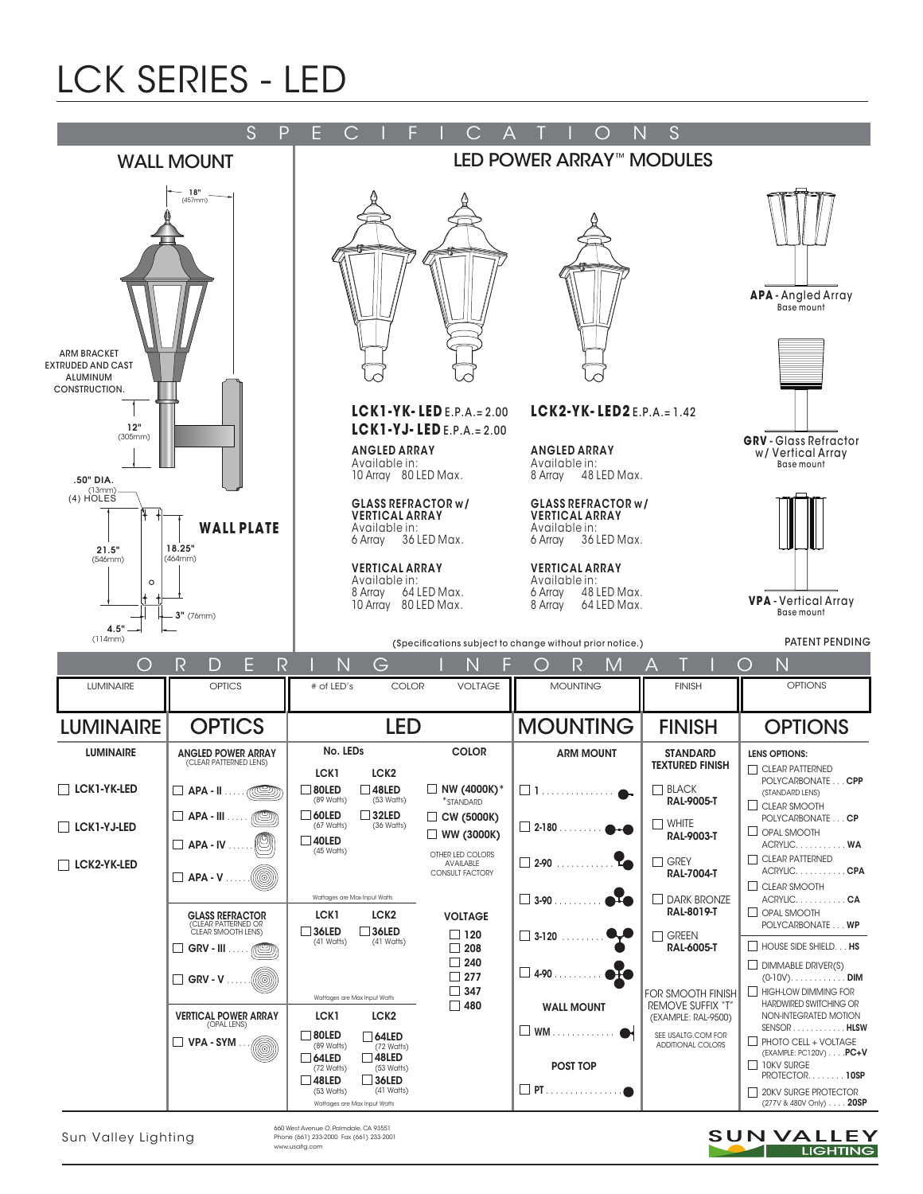# LCK SERIES - LED

## SPECIFICATIONS

### WALL MOUNT

18" (457mm)

ARM BRACKET EXTRUDED AND CAST ALUMINUM CONSTRUCTION.

12" (305mm)

.50" DIA. (13mm) (4) HOLES

**WALL PLATE**

21.5" (546mm)

18.25" (464mm)

3" (76mm)

4.5" (114mm)

### LED POWER ARRAY™ MODULES

**LCK1-YK- LED** E.P.A.= 2.00
**LCK1-YJ- LED** E.P.A.= 2.00

**ANGLED ARRAY**
Available in:
10 Array 80 LED Max.

**GLASS REFRACTOR w/ VERTICAL ARRAY**
Available in:
6 Array 36 LED Max.

**VERTICAL ARRAY**
Available in:
8 Array 64 LED Max.
10 Array 80 LED Max.

**LCK2-YK- LED2** E.P.A.= 1.42

**ANGLED ARRAY**
Available in:
8 Array 48 LED Max.

**GLASS REFRACTOR w/ VERTICAL ARRAY**
Available in:
6 Array 36 LED Max.

**VERTICAL ARRAY**
Available in:
6 Array 48 LED Max.
8 Array 64 LED Max.

**APA** - Angled Array
Base mount

**GRV** - Glass Refractor w/ Vertical Array
Base mount

**VPA** - Vertical Array
Base mount

(Specifications subject to change without prior notice.)

PATENT PENDING

## ORDERING INFORMATION

| LUMINAIRE | OPTICS | # of LED's | COLOR | VOLTAGE | MOUNTING | FINISH | OPTIONS |
|---|---|---|---|---|---|---|---|
| **LUMINAIRE** | **OPTICS** | **LED** | | | **MOUNTING** | **FINISH** | **OPTIONS** |

**LUMINAIRE**
- ☐ LCK1-YK-LED
- ☐ LCK1-YJ-LED
- ☐ LCK2-YK-LED

**OPTICS**

ANGLED POWER ARRAY (CLEAR PATTERNED LENS)
- ☐ APA - II
- ☐ APA - III
- ☐ APA - IV
- ☐ APA - V

GLASS REFRACTOR (CLEAR PATTERNED OR CLEAR SMOOTH LENS)
- ☐ GRV - III
- ☐ GRV - V

VERTICAL POWER ARRAY (OPAL LENS)
- ☐ VPA - SYM

**LED**

No. LEDs (Angled Power Array)

| LCK1 | LCK2 |
|---|---|
| ☐ 80LED (89 Watts) | ☐ 48LED (53 Watts) |
| ☐ 60LED (67 Watts) | ☐ 32LED (36 Watts) |
| ☐ 40LED (45 Watts) | |

Wattages are Max Input Watts

No. LEDs (Glass Refractor)

| LCK1 | LCK2 |
|---|---|
| ☐ 36LED (41 Watts) | ☐ 36LED (41 Watts) |

Wattages are Max Input Watts

No. LEDs (Vertical Power Array)

| LCK1 | LCK2 |
|---|---|
| ☐ 80LED (89 Watts) | ☐ 64LED (72 Watts) |
| ☐ 64LED (72 Watts) | ☐ 48LED (53 Watts) |
| ☐ 48LED (53 Watts) | ☐ 36LED (41 Watts) |

Wattages are Max Input Watts

**COLOR**
- ☐ NW (4000K)* *STANDARD
- ☐ CW (5000K)
- ☐ WW (3000K)

OTHER LED COLORS AVAILABLE CONSULT FACTORY

**VOLTAGE**
- ☐ 120
- ☐ 208
- ☐ 240
- ☐ 277
- ☐ 347
- ☐ 480

**MOUNTING**

ARM MOUNT
- ☐ 1
- ☐ 2-180
- ☐ 2-90
- ☐ 3-90
- ☐ 3-120
- ☐ 4-90

WALL MOUNT
- ☐ WM

POST TOP
- ☐ PT

**FINISH**

STANDARD TEXTURED FINISH
- ☐ BLACK RAL-9005-T
- ☐ WHITE RAL-9003-T
- ☐ GREY RAL-7004-T
- ☐ DARK BRONZE RAL-8019-T
- ☐ GREEN RAL-6005-T

FOR SMOOTH FINISH REMOVE SUFFIX "T" (EXAMPLE: RAL-9500)

SEE USALTG.COM FOR ADDITIONAL COLORS

**OPTIONS**

LENS OPTIONS:
- ☐ CLEAR PATTERNED POLYCARBONATE . . . **CPP** (STANDARD LENS)
- ☐ CLEAR SMOOTH POLYCARBONATE . . . **CP**
- ☐ OPAL SMOOTH ACRYLIC. . . . . . . . . . . **WA**
- ☐ CLEAR PATTERNED ACRYLIC. . . . . . . . . . . **CPA**
- ☐ CLEAR SMOOTH ACRYLIC. . . . . . . . . . . **CA**
- ☐ OPAL SMOOTH POLYCARBONATE . . . **WP**
- ☐ HOUSE SIDE SHIELD. . . **HS**
- ☐ DIMMABLE DRIVER(S) (0-10V). . . . . . . . . . . . **DIM**
- ☐ HIGH-LOW DIMMING FOR HARDWIRED SWITCHING OR NON-INTEGRATED MOTION SENSOR . . . . . . . . . . . . **HLSW**
- ☐ PHOTO CELL + VOLTAGE (EXAMPLE: PC120V) . . . .**PC+V**
- ☐ 10KV SURGE PROTECTOR. . . . . . . . **10SP**
- ☐ 20KV SURGE PROTECTOR (277V & 480V Only) . . . . **20SP**

Sun Valley Lighting

660 West Avenue O, Palmdale, CA 93551
Phone (661) 233-2000 Fax (661) 233-2001
www.usaltg.com

SUN VALLEY LIGHTING